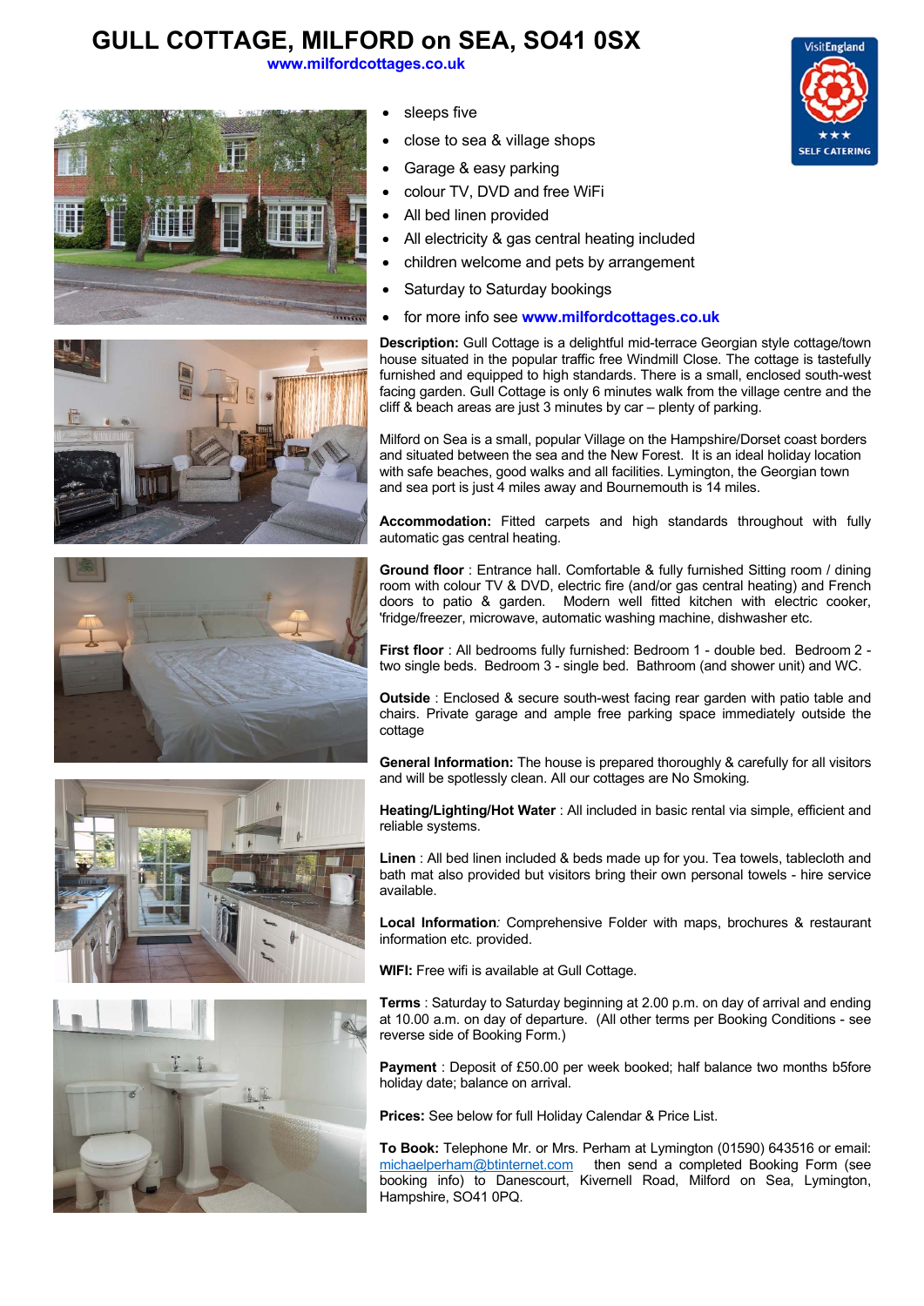# GULL COTTAGE, MILFORD on SEA, SO41 0SX

**www.milfordcottages.co.uk**

VisitEngland ★★★ SELF CATERING

- sleeps five
- close to sea & village shops
- Garage & easy parking
- colour TV, DVD and free WiFi
- All bed linen provided
- All electricity & gas central heating included
- children welcome and pets by arrangement
- Saturday to Saturday bookings
- for more info see **www.milfordcottages.co.uk**

**Description:** Gull Cottage is a delightful mid-terrace Georgian style cottage/town house situated in the popular traffic free Windmill Close. The cottage is tastefully furnished and equipped to high standards. There is a small, enclosed south-west facing garden. Gull Cottage is only 6 minutes walk from the village centre and the cliff & beach areas are just 3 minutes by car – plenty of parking.

Milford on Sea is a small, popular Village on the Hampshire/Dorset coast borders and situated between the sea and the New Forest. It is an ideal holiday location with safe beaches, good walks and all facilities. Lymington, the Georgian town and sea port is just 4 miles away and Bournemouth is 14 miles.

**Accommodation:** Fitted carpets and high standards throughout with fully automatic gas central heating.

**Ground floor** : Entrance hall. Comfortable & fully furnished Sitting room / dining room with colour TV & DVD, electric fire (and/or gas central heating) and French doors to patio & garden. Modern well fitted kitchen with electric cooker, 'fridge/freezer, microwave, automatic washing machine, dishwasher etc.

**First floor** : All bedrooms fully furnished: Bedroom 1 - double bed. Bedroom 2 - two single beds. Bedroom 3 - single bed. Bathroom (and shower unit) and WC.

**Outside** : Enclosed & secure south-west facing rear garden with patio table and chairs. Private garage and ample free parking space immediately outside the cottage

**General Information:** The house is prepared thoroughly & carefully for all visitors and will be spotlessly clean. All our cottages are No Smoking.

**Heating/Lighting/Hot Water** : All included in basic rental via simple, efficient and reliable systems.

**Linen** : All bed linen included & beds made up for you. Tea towels, tablecloth and bath mat also provided but visitors bring their own personal towels - hire service available.

**Local Information***:* Comprehensive Folder with maps, brochures & restaurant information etc. provided.

**WIFI:** Free wifi is available at Gull Cottage.

**Terms** : Saturday to Saturday beginning at 2.00 p.m. on day of arrival and ending at 10.00 a.m. on day of departure. (All other terms per Booking Conditions - see reverse side of Booking Form.)

**Payment** : Deposit of £50.00 per week booked; half balance two months b5fore holiday date; balance on arrival.

**Prices:** See below for full Holiday Calendar & Price List.

**To Book:** Telephone Mr. or Mrs. Perham at Lymington (01590) 643516 or email: michaelperham@btinternet.com then send a completed Booking Form (see booking info) to Danescourt, Kivernell Road, Milford on Sea, Lymington, Hampshire, SO41 0PQ.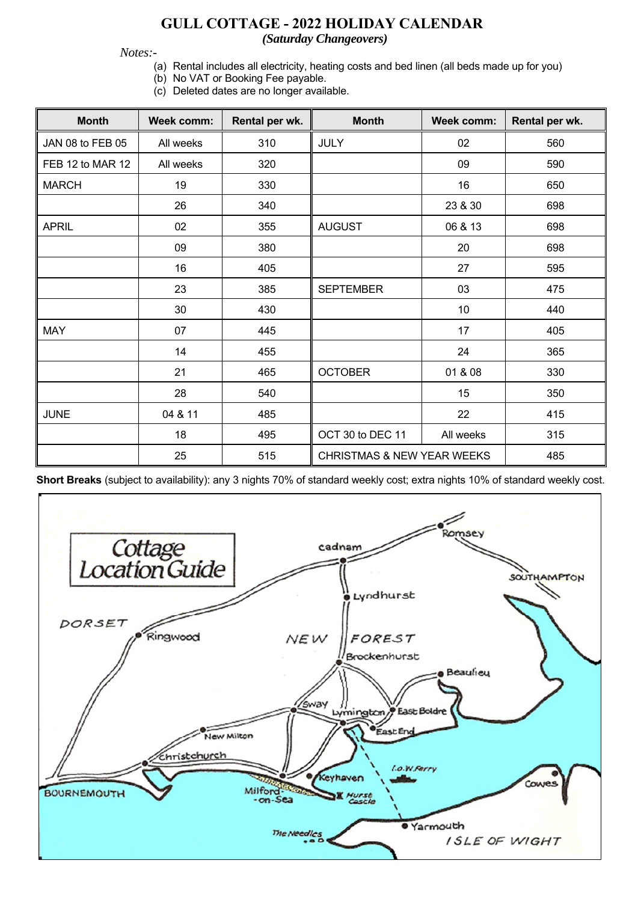# GULL COTTAGE - 2022 HOLIDAY CALENDAR

***(Saturday Changeovers)***

*Notes:-*

(a) Rental includes all electricity, heating costs and bed linen (all beds made up for you)
(b) No VAT or Booking Fee payable.
(c) Deleted dates are no longer available.

| Month | Week comm: | Rental per wk. | Month | Week comm: | Rental per wk. |
|---|---|---|---|---|---|
| JAN 08 to FEB 05 | All weeks | 310 | JULY | 02 | 560 |
| FEB 12 to MAR 12 | All weeks | 320 | | 09 | 590 |
| MARCH | 19 | 330 | | 16 | 650 |
| | 26 | 340 | | 23 & 30 | 698 |
| APRIL | 02 | 355 | AUGUST | 06 & 13 | 698 |
| | 09 | 380 | | 20 | 698 |
| | 16 | 405 | | 27 | 595 |
| | 23 | 385 | SEPTEMBER | 03 | 475 |
| | 30 | 430 | | 10 | 440 |
| MAY | 07 | 445 | | 17 | 405 |
| | 14 | 455 | | 24 | 365 |
| | 21 | 465 | OCTOBER | 01 & 08 | 330 |
| | 28 | 540 | | 15 | 350 |
| JUNE | 04 & 11 | 485 | | 22 | 415 |
| | 18 | 495 | OCT 30 to DEC 11 | All weeks | 315 |
| | 25 | 515 | CHRISTMAS & NEW YEAR WEEKS | | 485 |

**Short Breaks** (subject to availability): any 3 nights 70% of standard weekly cost; extra nights 10% of standard weekly cost.

Cottage Location Guide

Romsey
Cadnam
SOUTHAMPTON
Lyndhurst
DORSET
Ringwood
NEW FOREST
Brockenhurst
Beaulieu
Sway
Lymington
East Boldre
East End
New Milton
Christchurch
I.o.W. Ferry
Keyhaven
Cowes
BOURNEMOUTH
Milford-on-Sea
Hurst Castle
Yarmouth
The Needles
ISLE OF WIGHT